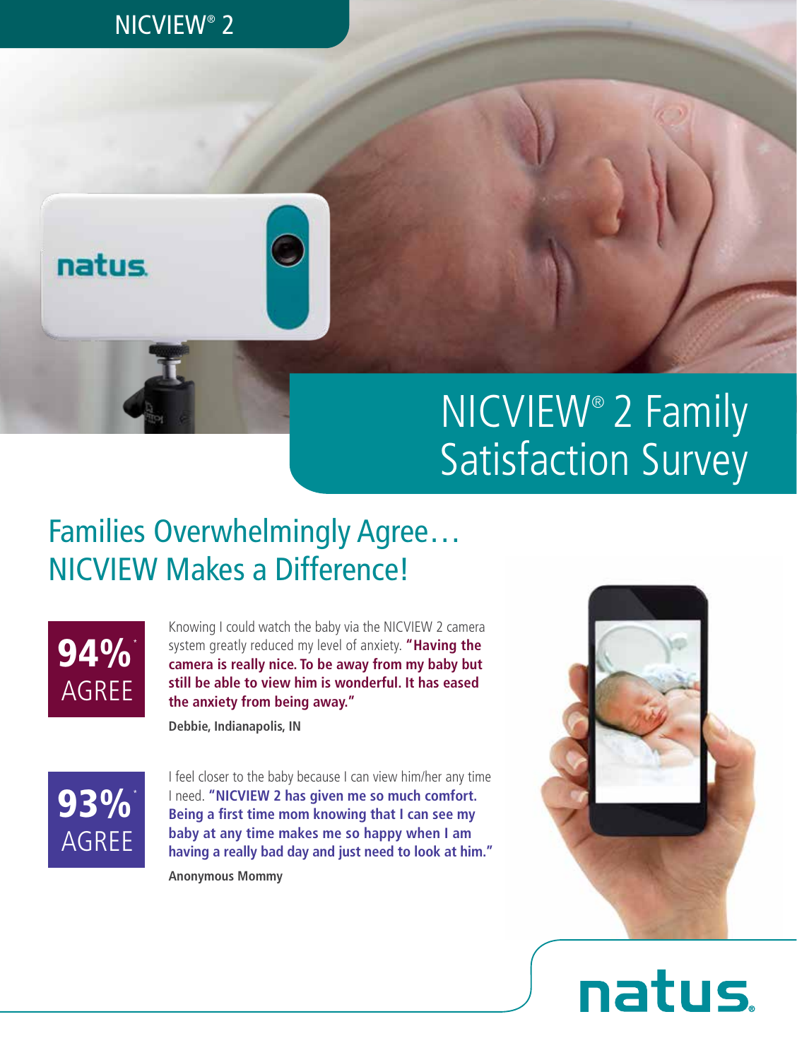NICVIEW® 2

# NICVIEW® 2 Family Satisfaction Survey

## Families Overwhelmingly Agree… NICVIEW Makes a Difference!

**94%*** AGREE

Knowing I could watch the baby via the NICVIEW 2 camera system greatly reduced my level of anxiety. **"Having the camera is really nice. To be away from my baby but still be able to view him is wonderful. It has eased the anxiety from being away."**

**Debbie, Indianapolis, IN**

**93%*** AGREE

I feel closer to the baby because I can view him/her any time I need. **"NICVIEW 2 has given me so much comfort. Being a first time mom knowing that I can see my baby at any time makes me so happy when I am having a really bad day and just need to look at him."**

**Anonymous Mommy**

natus.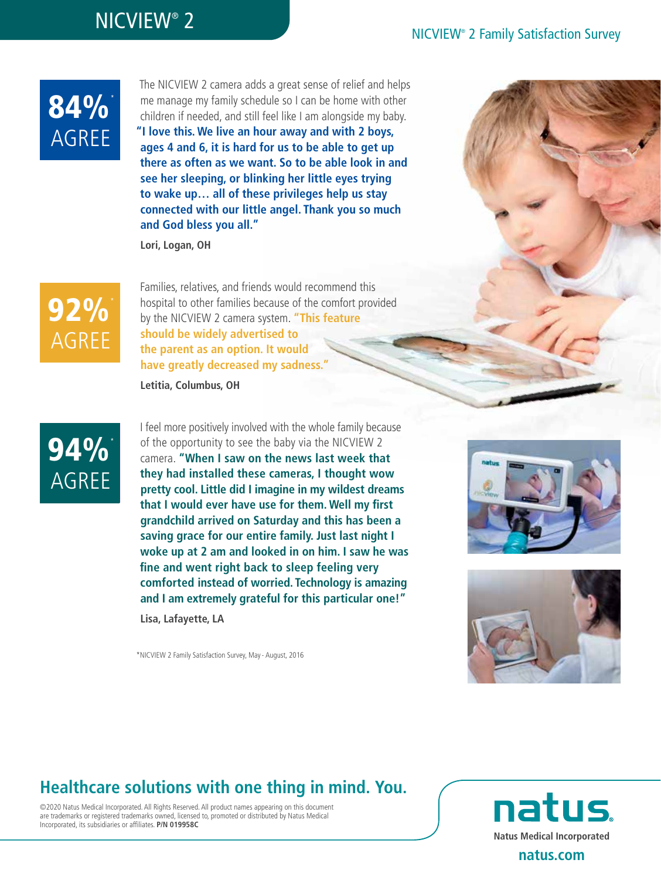NICVIEW® 2

## NICVIEW® 2 Family Satisfaction Survey

**84%*** AGREE

The NICVIEW 2 camera adds a great sense of relief and helps me manage my family schedule so I can be home with other children if needed, and still feel like I am alongside my baby. **"I love this. We live an hour away and with 2 boys, ages 4 and 6, it is hard for us to be able to get up there as often as we want. So to be able look in and see her sleeping, or blinking her little eyes trying to wake up… all of these privileges help us stay connected with our little angel. Thank you so much and God bless you all."**

**Lori, Logan, OH**

**92%*** AGREE

Families, relatives, and friends would recommend this hospital to other families because of the comfort provided by the NICVIEW 2 camera system. **"This feature should be widely advertised to the parent as an option. It would have greatly decreased my sadness."**

**Letitia, Columbus, OH**

**94%*** AGREE

I feel more positively involved with the whole family because of the opportunity to see the baby via the NICVIEW 2 camera. **"When I saw on the news last week that they had installed these cameras, I thought wow pretty cool. Little did I imagine in my wildest dreams that I would ever have use for them. Well my first grandchild arrived on Saturday and this has been a saving grace for our entire family. Just last night I woke up at 2 am and looked in on him. I saw he was fine and went right back to sleep feeling very comforted instead of worried. Technology is amazing and I am extremely grateful for this particular one!"**

**Lisa, Lafayette, LA**

*NICVIEW 2 Family Satisfaction Survey, May - August, 2016

## Healthcare solutions with one thing in mind. You.

©2020 Natus Medical Incorporated. All Rights Reserved. All product names appearing on this document are trademarks or registered trademarks owned, licensed to, promoted or distributed by Natus Medical Incorporated, its subsidiaries or affiliates. **P/N 019958C**

natus

Natus Medical Incorporated

natus.com